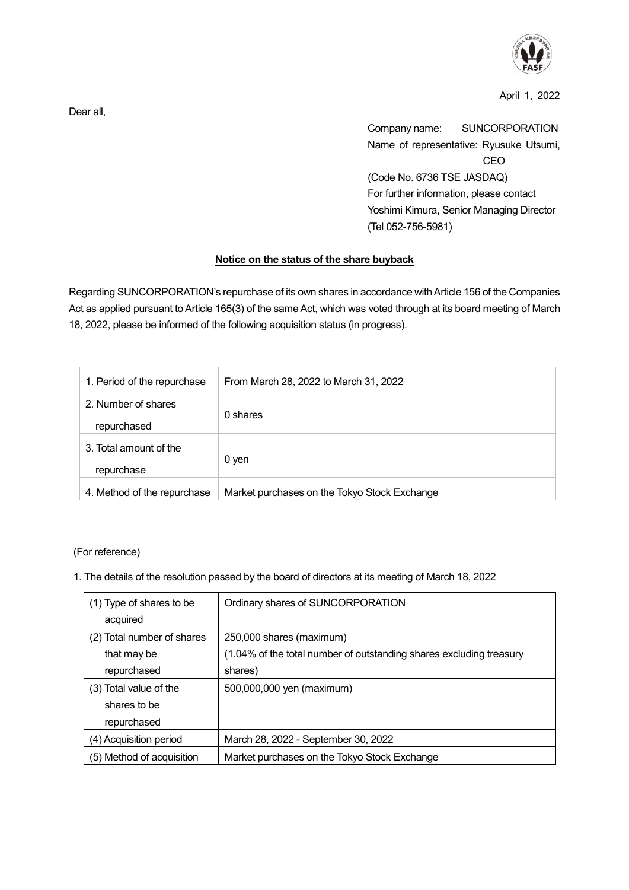April 1, 2022

Dear all,

Company name: SUNCORPORATION
Name of representative: Ryusuke Utsumi, CEO
(Code No. 6736 TSE JASDAQ)
For further information, please contact
Yoshimi Kimura, Senior Managing Director
(Tel 052-756-5981)

## Notice on the status of the share buyback

Regarding SUNCORPORATION's repurchase of its own shares in accordance with Article 156 of the Companies Act as applied pursuant to Article 165(3) of the same Act, which was voted through at its board meeting of March 18, 2022, please be informed of the following acquisition status (in progress).

| 1. Period of the repurchase | From March 28, 2022 to March 31, 2022 |
|---|---|
| 2. Number of shares repurchased | 0 shares |
| 3. Total amount of the repurchase | 0 yen |
| 4. Method of the repurchase | Market purchases on the Tokyo Stock Exchange |

(For reference)

1. The details of the resolution passed by the board of directors at its meeting of March 18, 2022

| (1) Type of shares to be acquired | Ordinary shares of SUNCORPORATION |
|---|---|
| (2) Total number of shares that may be repurchased | 250,000 shares (maximum)<br>(1.04% of the total number of outstanding shares excluding treasury shares) |
| (3) Total value of the shares to be repurchased | 500,000,000 yen (maximum) |
| (4) Acquisition period | March 28, 2022 - September 30, 2022 |
| (5) Method of acquisition | Market purchases on the Tokyo Stock Exchange |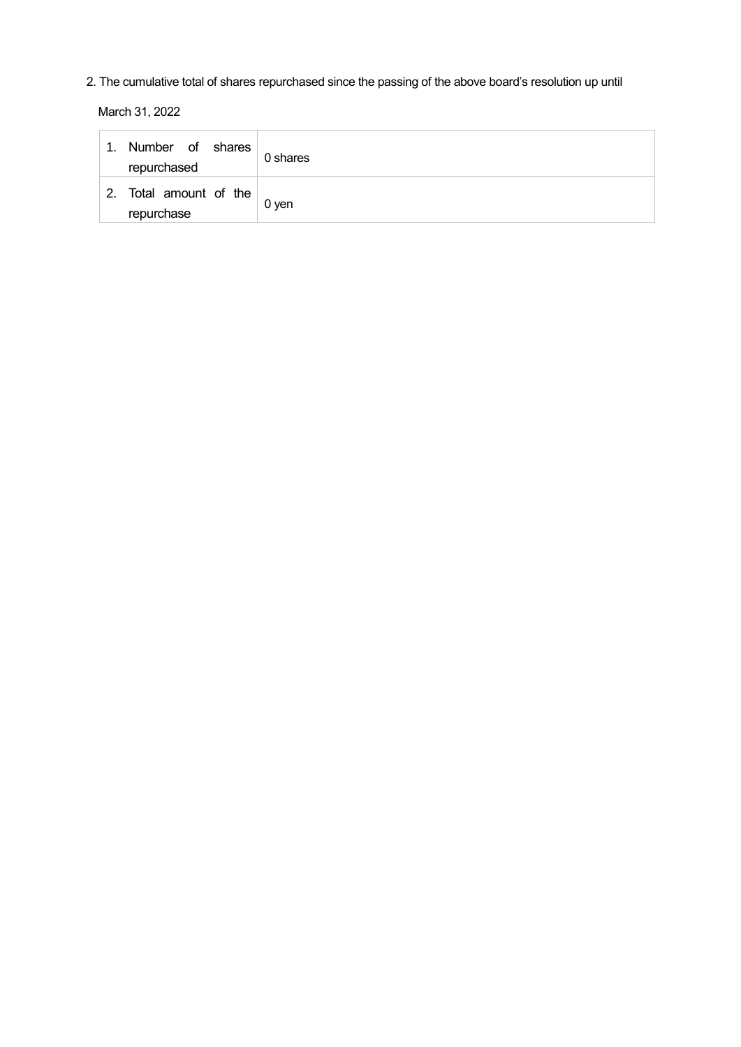2. The cumulative total of shares repurchased since the passing of the above board's resolution up until March 31, 2022

| | |
|---|---|
| 1. Number of shares repurchased | 0 shares |
| 2. Total amount of the repurchase | 0 yen |